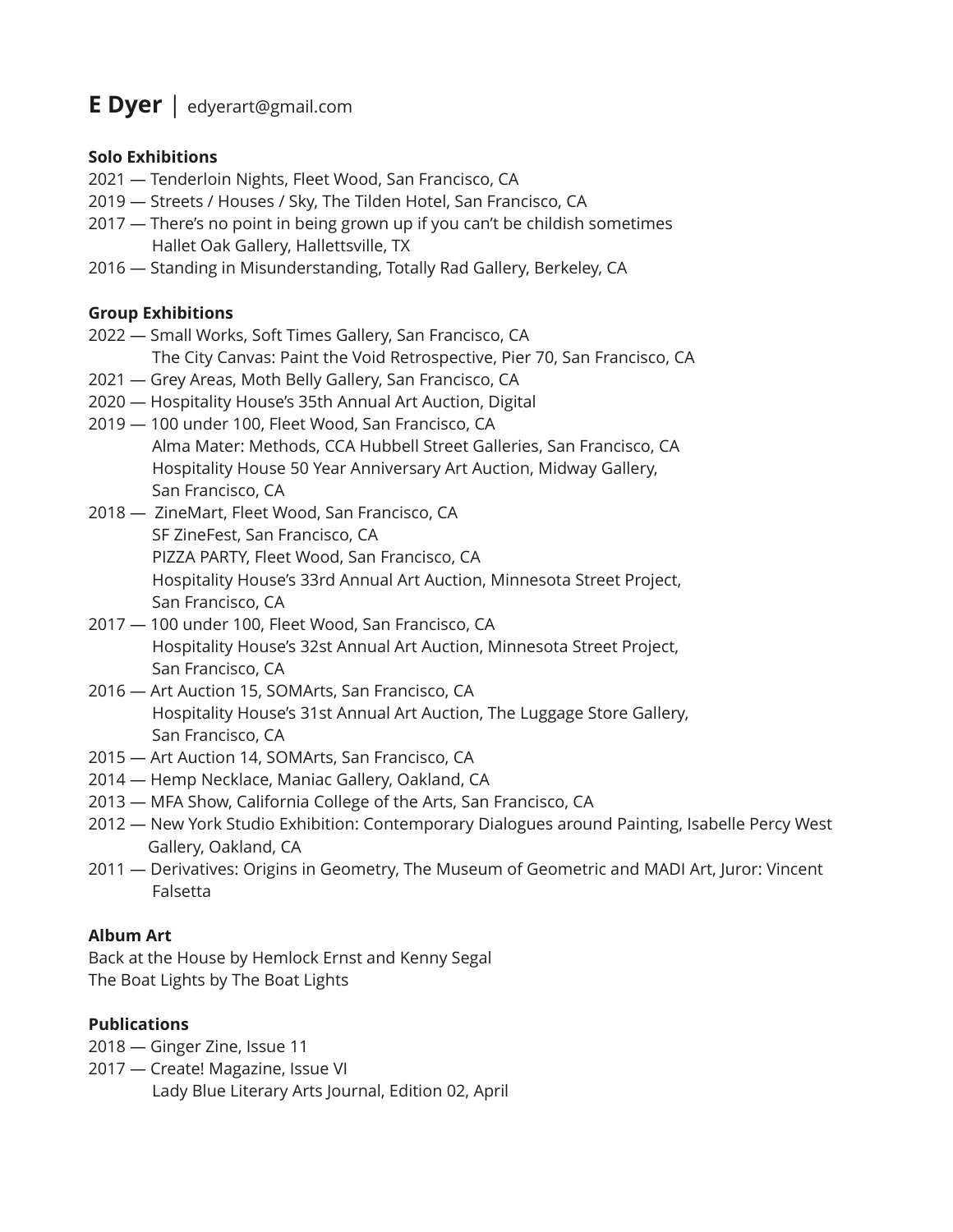# **E Dyer** | edyerart@gmail.com

**Solo Exhibitions**

2021 — Tenderloin Nights, Fleet Wood, San Francisco, CA
2019 — Streets / Houses / Sky, The Tilden Hotel, San Francisco, CA
2017 — There's no point in being grown up if you can't be childish sometimes
Hallet Oak Gallery, Hallettsville, TX
2016 — Standing in Misunderstanding, Totally Rad Gallery, Berkeley, CA

**Group Exhibitions**

2022 — Small Works, Soft Times Gallery, San Francisco, CA
The City Canvas: Paint the Void Retrospective, Pier 70, San Francisco, CA
2021 — Grey Areas, Moth Belly Gallery, San Francisco, CA
2020 — Hospitality House's 35th Annual Art Auction, Digital
2019 — 100 under 100, Fleet Wood, San Francisco, CA
Alma Mater: Methods, CCA Hubbell Street Galleries, San Francisco, CA
Hospitality House 50 Year Anniversary Art Auction, Midway Gallery, San Francisco, CA
2018 — ZineMart, Fleet Wood, San Francisco, CA
SF ZineFest, San Francisco, CA
PIZZA PARTY, Fleet Wood, San Francisco, CA
Hospitality House's 33rd Annual Art Auction, Minnesota Street Project, San Francisco, CA
2017 — 100 under 100, Fleet Wood, San Francisco, CA
Hospitality House's 32st Annual Art Auction, Minnesota Street Project, San Francisco, CA
2016 — Art Auction 15, SOMArts, San Francisco, CA
Hospitality House's 31st Annual Art Auction, The Luggage Store Gallery, San Francisco, CA
2015 — Art Auction 14, SOMArts, San Francisco, CA
2014 — Hemp Necklace, Maniac Gallery, Oakland, CA
2013 — MFA Show, California College of the Arts, San Francisco, CA
2012 — New York Studio Exhibition: Contemporary Dialogues around Painting, Isabelle Percy West Gallery, Oakland, CA
2011 — Derivatives: Origins in Geometry, The Museum of Geometric and MADI Art, Juror: Vincent Falsetta

**Album Art**

Back at the House by Hemlock Ernst and Kenny Segal
The Boat Lights by The Boat Lights

**Publications**

2018 — Ginger Zine, Issue 11
2017 — Create! Magazine, Issue VI
Lady Blue Literary Arts Journal, Edition 02, April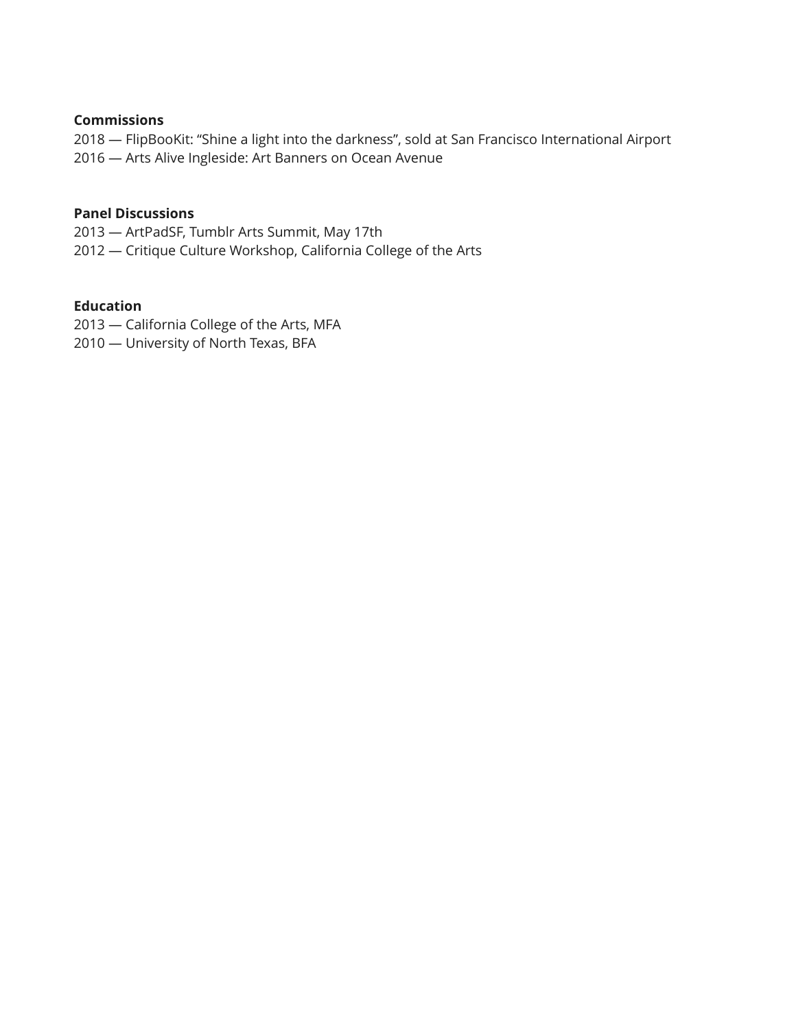**Commissions**

2018 — FlipBooKit: “Shine a light into the darkness”, sold at San Francisco International Airport
2016 — Arts Alive Ingleside: Art Banners on Ocean Avenue

**Panel Discussions**

2013 — ArtPadSF, Tumblr Arts Summit, May 17th
2012 — Critique Culture Workshop, California College of the Arts

**Education**

2013 — California College of the Arts, MFA
2010 — University of North Texas, BFA